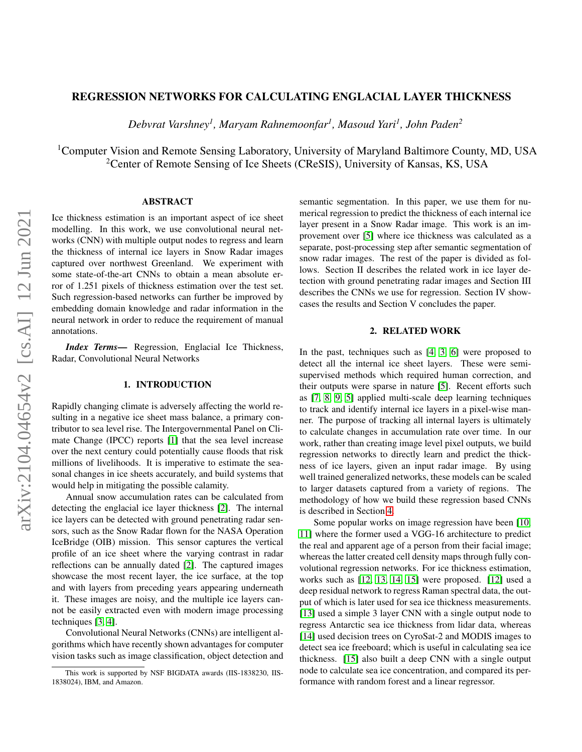# REGRESSION NETWORKS FOR CALCULATING ENGLACIAL LAYER THICKNESS

*Debvrat Varshney[1], Maryam Rahnemoonfar[1], Masoud Yari[1], John Paden[2]*

[1]Computer Vision and Remote Sensing Laboratory, University of Maryland Baltimore County, MD, USA
[2]Center of Remote Sensing of Ice Sheets (CReSIS), University of Kansas, KS, USA

## ABSTRACT

Ice thickness estimation is an important aspect of ice sheet modelling. In this work, we use convolutional neural networks (CNN) with multiple output nodes to regress and learn the thickness of internal ice layers in Snow Radar images captured over northwest Greenland. We experiment with some state-of-the-art CNNs to obtain a mean absolute error of 1.251 pixels of thickness estimation over the test set. Such regression-based networks can further be improved by embedding domain knowledge and radar information in the neural network in order to reduce the requirement of manual annotations.

***Index Terms*—** Regression, Englacial Ice Thickness, Radar, Convolutional Neural Networks

## 1. INTRODUCTION

Rapidly changing climate is adversely affecting the world resulting in a negative ice sheet mass balance, a primary contributor to sea level rise. The Intergovernmental Panel on Climate Change (IPCC) reports [1] that the sea level increase over the next century could potentially cause floods that risk millions of livelihoods. It is imperative to estimate the seasonal changes in ice sheets accurately, and build systems that would help in mitigating the possible calamity.

Annual snow accumulation rates can be calculated from detecting the englacial ice layer thickness [2]. The internal ice layers can be detected with ground penetrating radar sensors, such as the Snow Radar flown for the NASA Operation IceBridge (OIB) mission. This sensor captures the vertical profile of an ice sheet where the varying contrast in radar reflections can be annually dated [2]. The captured images showcase the most recent layer, the ice surface, at the top and with layers from preceding years appearing underneath it. These images are noisy, and the multiple ice layers cannot be easily extracted even with modern image processing techniques [3, 4].

Convolutional Neural Networks (CNNs) are intelligent algorithms which have recently shown advantages for computer vision tasks such as image classification, object detection and semantic segmentation. In this paper, we use them for numerical regression to predict the thickness of each internal ice layer present in a Snow Radar image. This work is an improvement over [5] where ice thickness was calculated as a separate, post-processing step after semantic segmentation of snow radar images. The rest of the paper is divided as follows. Section II describes the related work in ice layer detection with ground penetrating radar images and Section III describes the CNNs we use for regression. Section IV showcases the results and Section V concludes the paper.

## 2. RELATED WORK

In the past, techniques such as [4, 3, 6] were proposed to detect all the internal ice sheet layers. These were semi-supervised methods which required human correction, and their outputs were sparse in nature [5]. Recent efforts such as [7, 8, 9, 5] applied multi-scale deep learning techniques to track and identify internal ice layers in a pixel-wise manner. The purpose of tracking all internal layers is ultimately to calculate changes in accumulation rate over time. In our work, rather than creating image level pixel outputs, we build regression networks to directly learn and predict the thickness of ice layers, given an input radar image. By using well trained generalized networks, these models can be scaled to larger datasets captured from a variety of regions. The methodology of how we build these regression based CNNs is described in Section 4.

Some popular works on image regression have been [10, 11] where the former used a VGG-16 architecture to predict the real and apparent age of a person from their facial image; whereas the latter created cell density maps through fully convolutional regression networks. For ice thickness estimation, works such as [12, 13, 14, 15] were proposed. [12] used a deep residual network to regress Raman spectral data, the output of which is later used for sea ice thickness measurements. [13] used a simple 3 layer CNN with a single output node to regress Antarctic sea ice thickness from lidar data, whereas [14] used decision trees on CyroSat-2 and MODIS images to detect sea ice freeboard; which is useful in calculating sea ice thickness. [15] also built a deep CNN with a single output node to calculate sea ice concentration, and compared its performance with random forest and a linear regressor.

This work is supported by NSF BIGDATA awards (IIS-1838230, IIS-1838024), IBM, and Amazon.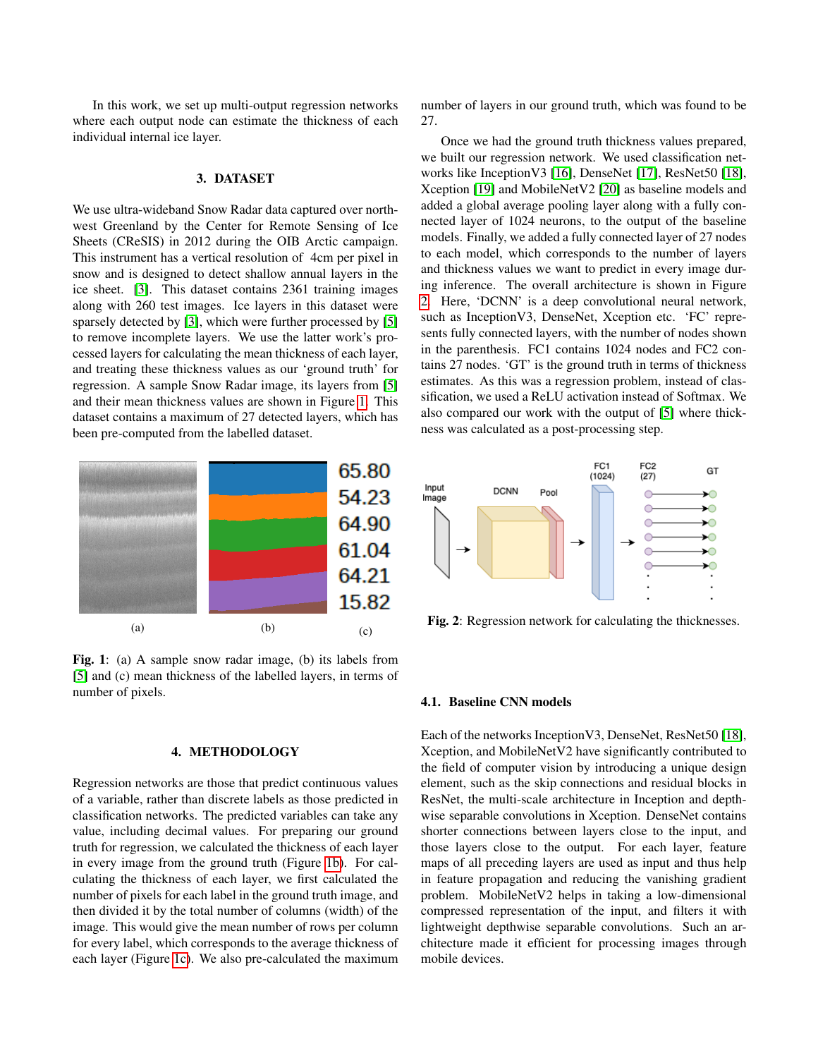In this work, we set up multi-output regression networks where each output node can estimate the thickness of each individual internal ice layer.

## 3. DATASET

We use ultra-wideband Snow Radar data captured over northwest Greenland by the Center for Remote Sensing of Ice Sheets (CReSIS) in 2012 during the OIB Arctic campaign. This instrument has a vertical resolution of 4cm per pixel in snow and is designed to detect shallow annual layers in the ice sheet. [3]. This dataset contains 2361 training images along with 260 test images. Ice layers in this dataset were sparsely detected by [3], which were further processed by [5] to remove incomplete layers. We use the latter work's processed layers for calculating the mean thickness of each layer, and treating these thickness values as our 'ground truth' for regression. A sample Snow Radar image, its layers from [5] and their mean thickness values are shown in Figure 1. This dataset contains a maximum of 27 detected layers, which has been pre-computed from the labelled dataset.

65.80
54.23
64.90
61.04
64.21
15.82

(a) (b) (c)

**Fig. 1**: (a) A sample snow radar image, (b) its labels from [5] and (c) mean thickness of the labelled layers, in terms of number of pixels.

## 4. METHODOLOGY

Regression networks are those that predict continuous values of a variable, rather than discrete labels as those predicted in classification networks. The predicted variables can take any value, including decimal values. For preparing our ground truth for regression, we calculated the thickness of each layer in every image from the ground truth (Figure 1b). For calculating the thickness of each layer, we first calculated the number of pixels for each label in the ground truth image, and then divided it by the total number of columns (width) of the image. This would give the mean number of rows per column for every label, which corresponds to the average thickness of each layer (Figure 1c). We also pre-calculated the maximum number of layers in our ground truth, which was found to be 27.

Once we had the ground truth thickness values prepared, we built our regression network. We used classification networks like InceptionV3 [16], DenseNet [17], ResNet50 [18], Xception [19] and MobileNetV2 [20] as baseline models and added a global average pooling layer along with a fully connected layer of 1024 neurons, to the output of the baseline models. Finally, we added a fully connected layer of 27 nodes to each model, which corresponds to the number of layers and thickness values we want to predict in every image during inference. The overall architecture is shown in Figure 2. Here, 'DCNN' is a deep convolutional neural network, such as InceptionV3, DenseNet, Xception etc. 'FC' represents fully connected layers, with the number of nodes shown in the parenthesis. FC1 contains 1024 nodes and FC2 contains 27 nodes. 'GT' is the ground truth in terms of thickness estimates. As this was a regression problem, instead of classification, we used a ReLU activation instead of Softmax. We also compared our work with the output of [5] where thickness was calculated as a post-processing step.

Input Image → DCNN → Pool → FC1 (1024) → FC2 (27) → GT

**Fig. 2**: Regression network for calculating the thicknesses.

### 4.1. Baseline CNN models

Each of the networks InceptionV3, DenseNet, ResNet50 [18], Xception, and MobileNetV2 have significantly contributed to the field of computer vision by introducing a unique design element, such as the skip connections and residual blocks in ResNet, the multi-scale architecture in Inception and depth-wise separable convolutions in Xception. DenseNet contains shorter connections between layers close to the input, and those layers close to the output. For each layer, feature maps of all preceding layers are used as input and thus help in feature propagation and reducing the vanishing gradient problem. MobileNetV2 helps in taking a low-dimensional compressed representation of the input, and filters it with lightweight depthwise separable convolutions. Such an architecture made it efficient for processing images through mobile devices.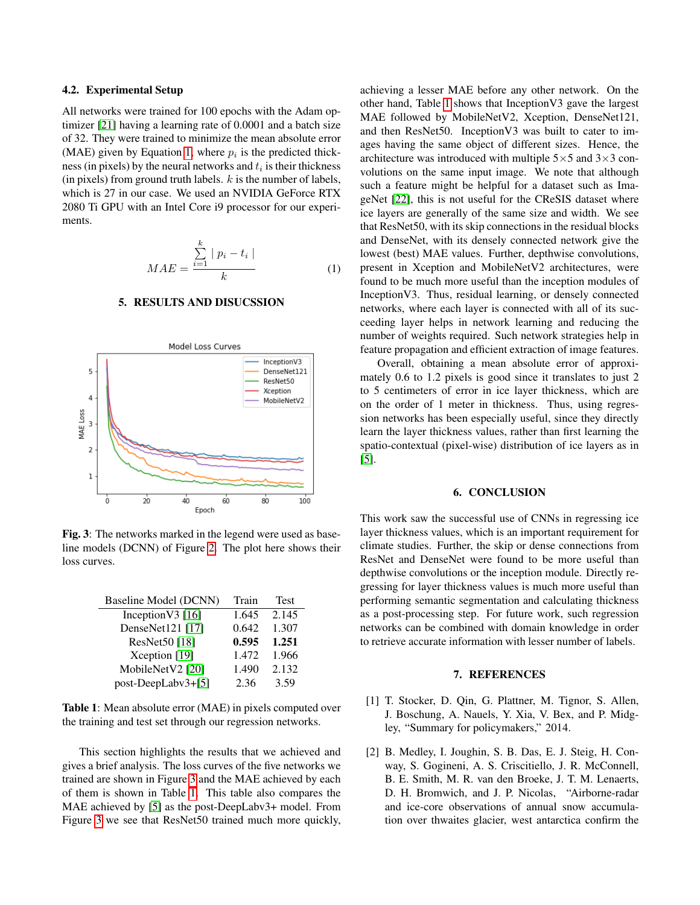### 4.2. Experimental Setup

All networks were trained for 100 epochs with the Adam optimizer [21] having a learning rate of 0.0001 and a batch size of 32. They were trained to minimize the mean absolute error (MAE) given by Equation 1, where $p_i$ is the predicted thickness (in pixels) by the neural networks and $t_i$ is their thickness (in pixels) from ground truth labels. $k$ is the number of labels, which is 27 in our case. We used an NVIDIA GeForce RTX 2080 Ti GPU with an Intel Core i9 processor for our experiments.

$$MAE = \frac{\sum_{i=1}^{k} | p_i - t_i |}{k} \quad (1)$$

## 5. RESULTS AND DISUCSSION

**Fig. 3**: The networks marked in the legend were used as baseline models (DCNN) of Figure 2. The plot here shows their loss curves.

| Baseline Model (DCNN) | Train | Test |
|---|---|---|
| InceptionV3 [16] | 1.645 | 2.145 |
| DenseNet121 [17] | 0.642 | 1.307 |
| ResNet50 [18] | **0.595** | **1.251** |
| Xception [19] | 1.472 | 1.966 |
| MobileNetV2 [20] | 1.490 | 2.132 |
| post-DeepLabv3+[5] | 2.36 | 3.59 |

**Table 1**: Mean absolute error (MAE) in pixels computed over the training and test set through our regression networks.

This section highlights the results that we achieved and gives a brief analysis. The loss curves of the five networks we trained are shown in Figure 3 and the MAE achieved by each of them is shown in Table 1. This table also compares the MAE achieved by [5] as the post-DeepLabv3+ model. From Figure 3 we see that ResNet50 trained much more quickly, achieving a lesser MAE before any other network. On the other hand, Table 1 shows that InceptionV3 gave the largest MAE followed by MobileNetV2, Xception, DenseNet121, and then ResNet50. InceptionV3 was built to cater to images having the same object of different sizes. Hence, the architecture was introduced with multiple 5×5 and 3×3 convolutions on the same input image. We note that although such a feature might be helpful for a dataset such as ImageNet [22], this is not useful for the CReSIS dataset where ice layers are generally of the same size and width. We see that ResNet50, with its skip connections in the residual blocks and DenseNet, with its densely connected network give the lowest (best) MAE values. Further, depthwise convolutions, present in Xception and MobileNetV2 architectures, were found to be much more useful than the inception modules of InceptionV3. Thus, residual learning, or densely connected networks, where each layer is connected with all of its succeeding layer helps in network learning and reducing the number of weights required. Such network strategies help in feature propagation and efficient extraction of image features.

Overall, obtaining a mean absolute error of approximately 0.6 to 1.2 pixels is good since it translates to just 2 to 5 centimeters of error in ice layer thickness, which are on the order of 1 meter in thickness. Thus, using regression networks has been especially useful, since they directly learn the layer thickness values, rather than first learning the spatio-contextual (pixel-wise) distribution of ice layers as in [5].

## 6. CONCLUSION

This work saw the successful use of CNNs in regressing ice layer thickness values, which is an important requirement for climate studies. Further, the skip or dense connections from ResNet and DenseNet were found to be more useful than depthwise convolutions or the inception module. Directly regressing for layer thickness values is much more useful than performing semantic segmentation and calculating thickness as a post-processing step. For future work, such regression networks can be combined with domain knowledge in order to retrieve accurate information with lesser number of labels.

## 7. REFERENCES

[1] T. Stocker, D. Qin, G. Plattner, M. Tignor, S. Allen, J. Boschung, A. Nauels, Y. Xia, V. Bex, and P. Midgley, "Summary for policymakers," 2014.

[2] B. Medley, I. Joughin, S. B. Das, E. J. Steig, H. Conway, S. Gogineni, A. S. Criscitiello, J. R. McConnell, B. E. Smith, M. R. van den Broeke, J. T. M. Lenaerts, D. H. Bromwich, and J. P. Nicolas, "Airborne-radar and ice-core observations of annual snow accumulation over thwaites glacier, west antarctica confirm the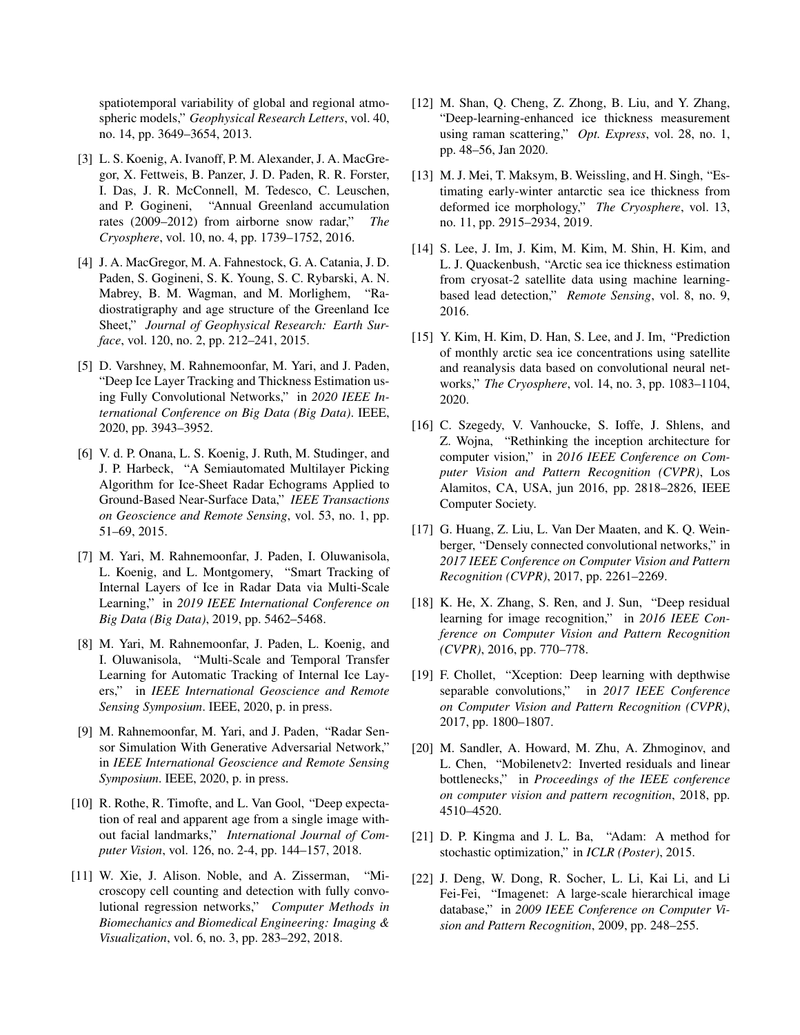spatiotemporal variability of global and regional atmospheric models," *Geophysical Research Letters*, vol. 40, no. 14, pp. 3649–3654, 2013.

[3] L. S. Koenig, A. Ivanoff, P. M. Alexander, J. A. MacGregor, X. Fettweis, B. Panzer, J. D. Paden, R. R. Forster, I. Das, J. R. McConnell, M. Tedesco, C. Leuschen, and P. Gogineni, "Annual Greenland accumulation rates (2009–2012) from airborne snow radar," *The Cryosphere*, vol. 10, no. 4, pp. 1739–1752, 2016.

[4] J. A. MacGregor, M. A. Fahnestock, G. A. Catania, J. D. Paden, S. Gogineni, S. K. Young, S. C. Rybarski, A. N. Mabrey, B. M. Wagman, and M. Morlighem, "Radiostratigraphy and age structure of the Greenland Ice Sheet," *Journal of Geophysical Research: Earth Surface*, vol. 120, no. 2, pp. 212–241, 2015.

[5] D. Varshney, M. Rahnemoonfar, M. Yari, and J. Paden, "Deep Ice Layer Tracking and Thickness Estimation using Fully Convolutional Networks," in *2020 IEEE International Conference on Big Data (Big Data)*. IEEE, 2020, pp. 3943–3952.

[6] V. d. P. Onana, L. S. Koenig, J. Ruth, M. Studinger, and J. P. Harbeck, "A Semiautomated Multilayer Picking Algorithm for Ice-Sheet Radar Echograms Applied to Ground-Based Near-Surface Data," *IEEE Transactions on Geoscience and Remote Sensing*, vol. 53, no. 1, pp. 51–69, 2015.

[7] M. Yari, M. Rahnemoonfar, J. Paden, I. Oluwanisola, L. Koenig, and L. Montgomery, "Smart Tracking of Internal Layers of Ice in Radar Data via Multi-Scale Learning," in *2019 IEEE International Conference on Big Data (Big Data)*, 2019, pp. 5462–5468.

[8] M. Yari, M. Rahnemoonfar, J. Paden, L. Koenig, and I. Oluwanisola, "Multi-Scale and Temporal Transfer Learning for Automatic Tracking of Internal Ice Layers," in *IEEE International Geoscience and Remote Sensing Symposium*. IEEE, 2020, p. in press.

[9] M. Rahnemoonfar, M. Yari, and J. Paden, "Radar Sensor Simulation With Generative Adversarial Network," in *IEEE International Geoscience and Remote Sensing Symposium*. IEEE, 2020, p. in press.

[10] R. Rothe, R. Timofte, and L. Van Gool, "Deep expectation of real and apparent age from a single image without facial landmarks," *International Journal of Computer Vision*, vol. 126, no. 2-4, pp. 144–157, 2018.

[11] W. Xie, J. Alison. Noble, and A. Zisserman, "Microscopy cell counting and detection with fully convolutional regression networks," *Computer Methods in Biomechanics and Biomedical Engineering: Imaging & Visualization*, vol. 6, no. 3, pp. 283–292, 2018.

[12] M. Shan, Q. Cheng, Z. Zhong, B. Liu, and Y. Zhang, "Deep-learning-enhanced ice thickness measurement using raman scattering," *Opt. Express*, vol. 28, no. 1, pp. 48–56, Jan 2020.

[13] M. J. Mei, T. Maksym, B. Weissling, and H. Singh, "Estimating early-winter antarctic sea ice thickness from deformed ice morphology," *The Cryosphere*, vol. 13, no. 11, pp. 2915–2934, 2019.

[14] S. Lee, J. Im, J. Kim, M. Kim, M. Shin, H. Kim, and L. J. Quackenbush, "Arctic sea ice thickness estimation from cryosat-2 satellite data using machine learning-based lead detection," *Remote Sensing*, vol. 8, no. 9, 2016.

[15] Y. Kim, H. Kim, D. Han, S. Lee, and J. Im, "Prediction of monthly arctic sea ice concentrations using satellite and reanalysis data based on convolutional neural networks," *The Cryosphere*, vol. 14, no. 3, pp. 1083–1104, 2020.

[16] C. Szegedy, V. Vanhoucke, S. Ioffe, J. Shlens, and Z. Wojna, "Rethinking the inception architecture for computer vision," in *2016 IEEE Conference on Computer Vision and Pattern Recognition (CVPR)*, Los Alamitos, CA, USA, jun 2016, pp. 2818–2826, IEEE Computer Society.

[17] G. Huang, Z. Liu, L. Van Der Maaten, and K. Q. Weinberger, "Densely connected convolutional networks," in *2017 IEEE Conference on Computer Vision and Pattern Recognition (CVPR)*, 2017, pp. 2261–2269.

[18] K. He, X. Zhang, S. Ren, and J. Sun, "Deep residual learning for image recognition," in *2016 IEEE Conference on Computer Vision and Pattern Recognition (CVPR)*, 2016, pp. 770–778.

[19] F. Chollet, "Xception: Deep learning with depthwise separable convolutions," in *2017 IEEE Conference on Computer Vision and Pattern Recognition (CVPR)*, 2017, pp. 1800–1807.

[20] M. Sandler, A. Howard, M. Zhu, A. Zhmoginov, and L. Chen, "Mobilenetv2: Inverted residuals and linear bottlenecks," in *Proceedings of the IEEE conference on computer vision and pattern recognition*, 2018, pp. 4510–4520.

[21] D. P. Kingma and J. L. Ba, "Adam: A method for stochastic optimization," in *ICLR (Poster)*, 2015.

[22] J. Deng, W. Dong, R. Socher, L. Li, Kai Li, and Li Fei-Fei, "Imagenet: A large-scale hierarchical image database," in *2009 IEEE Conference on Computer Vision and Pattern Recognition*, 2009, pp. 248–255.